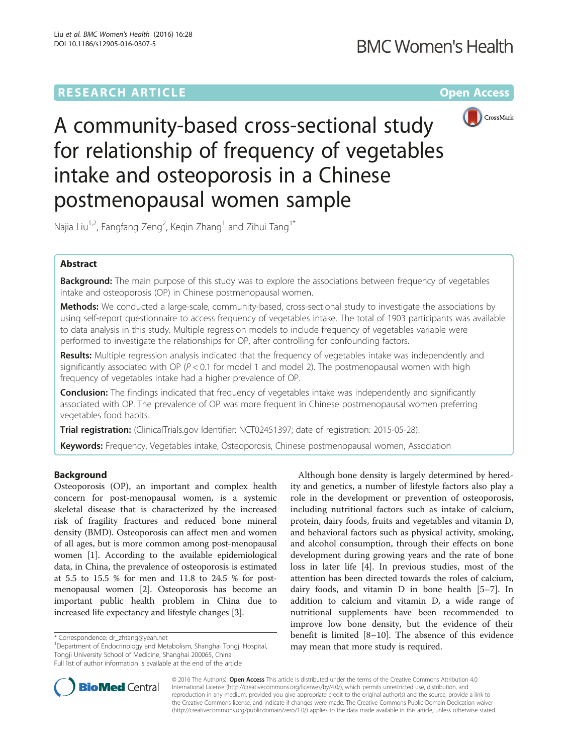RESEARCH ARTICLE

Open Access

# A community-based cross-sectional study for relationship of frequency of vegetables intake and osteoporosis in a Chinese postmenopausal women sample

Najia Liu[1,2], Fangfang Zeng[2], Keqin Zhang[1] and Zihui Tang[1*]

## Abstract

**Background:** The main purpose of this study was to explore the associations between frequency of vegetables intake and osteoporosis (OP) in Chinese postmenopausal women.

**Methods:** We conducted a large-scale, community-based, cross-sectional study to investigate the associations by using self-report questionnaire to access frequency of vegetables intake. The total of 1903 participants was available to data analysis in this study. Multiple regression models to include frequency of vegetables variable were performed to investigate the relationships for OP, after controlling for confounding factors.

**Results:** Multiple regression analysis indicated that the frequency of vegetables intake was independently and significantly associated with OP ($P < 0.1$ for model 1 and model 2). The postmenopausal women with high frequency of vegetables intake had a higher prevalence of OP.

**Conclusion:** The findings indicated that frequency of vegetables intake was independently and significantly associated with OP. The prevalence of OP was more frequent in Chinese postmenopausal women preferring vegetables food habits.

**Trial registration:** (ClinicalTrials.gov Identifier: NCT02451397; date of registration: 2015-05-28).

**Keywords:** Frequency, Vegetables intake, Osteoporosis, Chinese postmenopausal women, Association

## Background

Osteoporosis (OP), an important and complex health concern for post-menopausal women, is a systemic skeletal disease that is characterized by the increased risk of fragility fractures and reduced bone mineral density (BMD). Osteoporosis can affect men and women of all ages, but is more common among post-menopausal women [1]. According to the available epidemiological data, in China, the prevalence of osteoporosis is estimated at 5.5 to 15.5 % for men and 11.8 to 24.5 % for post-menopausal women [2]. Osteoporosis has become an important public health problem in China due to increased life expectancy and lifestyle changes [3].

Although bone density is largely determined by heredity and genetics, a number of lifestyle factors also play a role in the development or prevention of osteoporosis, including nutritional factors such as intake of calcium, protein, dairy foods, fruits and vegetables and vitamin D, and behavioral factors such as physical activity, smoking, and alcohol consumption, through their effects on bone development during growing years and the rate of bone loss in later life [4]. In previous studies, most of the attention has been directed towards the roles of calcium, dairy foods, and vitamin D in bone health [5–7]. In addition to calcium and vitamin D, a wide range of nutritional supplements have been recommended to improve low bone density, but the evidence of their benefit is limited [8–10]. The absence of this evidence may mean that more study is required.

\* Correspondence: dr_zhtang@yeah.net
[1]Department of Endocrinology and Metabolism, Shanghai Tongji Hospital, Tongji University School of Medicine, Shanghai 200065, China
Full list of author information is available at the end of the article

© 2016 The Author(s). **Open Access** This article is distributed under the terms of the Creative Commons Attribution 4.0 International License (http://creativecommons.org/licenses/by/4.0/), which permits unrestricted use, distribution, and reproduction in any medium, provided you give appropriate credit to the original author(s) and the source, provide a link to the Creative Commons license, and indicate if changes were made. The Creative Commons Public Domain Dedication waiver (http://creativecommons.org/publicdomain/zero/1.0/) applies to the data made available in this article, unless otherwise stated.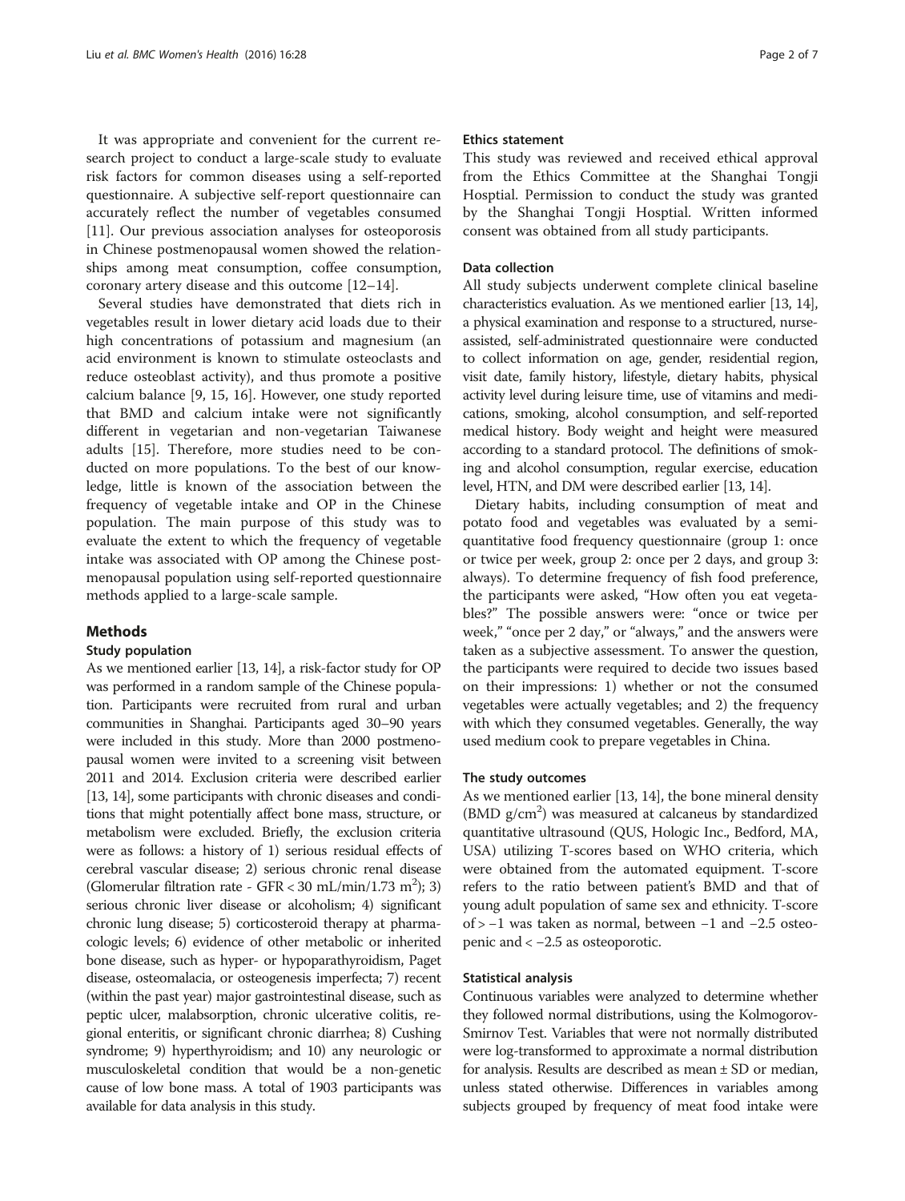It was appropriate and convenient for the current research project to conduct a large-scale study to evaluate risk factors for common diseases using a self-reported questionnaire. A subjective self-report questionnaire can accurately reflect the number of vegetables consumed [11]. Our previous association analyses for osteoporosis in Chinese postmenopausal women showed the relationships among meat consumption, coffee consumption, coronary artery disease and this outcome [12–14].

Several studies have demonstrated that diets rich in vegetables result in lower dietary acid loads due to their high concentrations of potassium and magnesium (an acid environment is known to stimulate osteoclasts and reduce osteoblast activity), and thus promote a positive calcium balance [9, 15, 16]. However, one study reported that BMD and calcium intake were not significantly different in vegetarian and non-vegetarian Taiwanese adults [15]. Therefore, more studies need to be conducted on more populations. To the best of our knowledge, little is known of the association between the frequency of vegetable intake and OP in the Chinese population. The main purpose of this study was to evaluate the extent to which the frequency of vegetable intake was associated with OP among the Chinese postmenopausal population using self-reported questionnaire methods applied to a large-scale sample.

## Methods

### Study population

As we mentioned earlier [13, 14], a risk-factor study for OP was performed in a random sample of the Chinese population. Participants were recruited from rural and urban communities in Shanghai. Participants aged 30–90 years were included in this study. More than 2000 postmenopausal women were invited to a screening visit between 2011 and 2014. Exclusion criteria were described earlier [13, 14], some participants with chronic diseases and conditions that might potentially affect bone mass, structure, or metabolism were excluded. Briefly, the exclusion criteria were as follows: a history of 1) serious residual effects of cerebral vascular disease; 2) serious chronic renal disease (Glomerular filtration rate - GFR < 30 mL/min/1.73 m$^2$); 3) serious chronic liver disease or alcoholism; 4) significant chronic lung disease; 5) corticosteroid therapy at pharmacologic levels; 6) evidence of other metabolic or inherited bone disease, such as hyper- or hypoparathyroidism, Paget disease, osteomalacia, or osteogenesis imperfecta; 7) recent (within the past year) major gastrointestinal disease, such as peptic ulcer, malabsorption, chronic ulcerative colitis, regional enteritis, or significant chronic diarrhea; 8) Cushing syndrome; 9) hyperthyroidism; and 10) any neurologic or musculoskeletal condition that would be a non-genetic cause of low bone mass. A total of 1903 participants was available for data analysis in this study.

### Ethics statement

This study was reviewed and received ethical approval from the Ethics Committee at the Shanghai Tongji Hosptial. Permission to conduct the study was granted by the Shanghai Tongji Hosptial. Written informed consent was obtained from all study participants.

### Data collection

All study subjects underwent complete clinical baseline characteristics evaluation. As we mentioned earlier [13, 14], a physical examination and response to a structured, nurse-assisted, self-administrated questionnaire were conducted to collect information on age, gender, residential region, visit date, family history, lifestyle, dietary habits, physical activity level during leisure time, use of vitamins and medications, smoking, alcohol consumption, and self-reported medical history. Body weight and height were measured according to a standard protocol. The definitions of smoking and alcohol consumption, regular exercise, education level, HTN, and DM were described earlier [13, 14].

Dietary habits, including consumption of meat and potato food and vegetables was evaluated by a semi-quantitative food frequency questionnaire (group 1: once or twice per week, group 2: once per 2 days, and group 3: always). To determine frequency of fish food preference, the participants were asked, "How often you eat vegetables?" The possible answers were: "once or twice per week," "once per 2 day," or "always," and the answers were taken as a subjective assessment. To answer the question, the participants were required to decide two issues based on their impressions: 1) whether or not the consumed vegetables were actually vegetables; and 2) the frequency with which they consumed vegetables. Generally, the way used medium cook to prepare vegetables in China.

### The study outcomes

As we mentioned earlier [13, 14], the bone mineral density (BMD g/cm$^2$) was measured at calcaneus by standardized quantitative ultrasound (QUS, Hologic Inc., Bedford, MA, USA) utilizing T-scores based on WHO criteria, which were obtained from the automated equipment. T-score refers to the ratio between patient's BMD and that of young adult population of same sex and ethnicity. T-score of > −1 was taken as normal, between −1 and −2.5 osteopenic and < −2.5 as osteoporotic.

### Statistical analysis

Continuous variables were analyzed to determine whether they followed normal distributions, using the Kolmogorov-Smirnov Test. Variables that were not normally distributed were log-transformed to approximate a normal distribution for analysis. Results are described as mean ± SD or median, unless stated otherwise. Differences in variables among subjects grouped by frequency of meat food intake were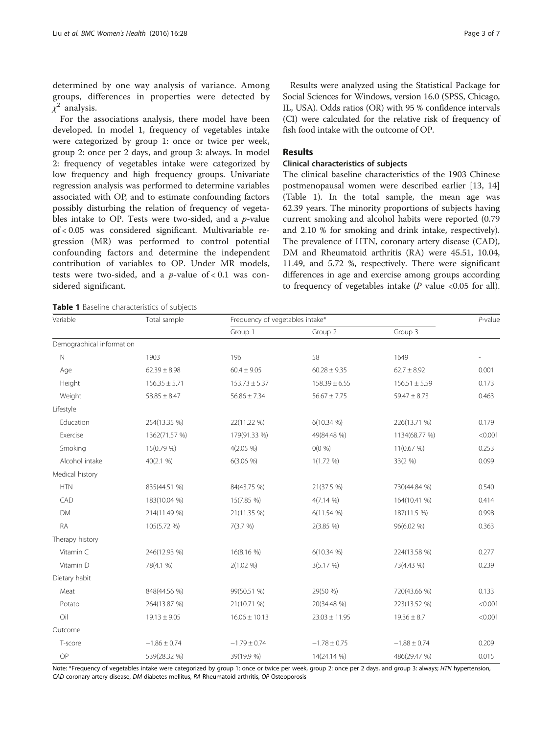determined by one way analysis of variance. Among groups, differences in properties were detected by $\chi^2$ analysis.

For the associations analysis, there model have been developed. In model 1, frequency of vegetables intake were categorized by group 1: once or twice per week, group 2: once per 2 days, and group 3: always. In model 2: frequency of vegetables intake were categorized by low frequency and high frequency groups. Univariate regression analysis was performed to determine variables associated with OP, and to estimate confounding factors possibly disturbing the relation of frequency of vegetables intake to OP. Tests were two-sided, and a *p*-value of < 0.05 was considered significant. Multivariable regression (MR) was performed to control potential confounding factors and determine the independent contribution of variables to OP. Under MR models, tests were two-sided, and a *p*-value of < 0.1 was considered significant.

Results were analyzed using the Statistical Package for Social Sciences for Windows, version 16.0 (SPSS, Chicago, IL, USA). Odds ratios (OR) with 95 % confidence intervals (CI) were calculated for the relative risk of frequency of fish food intake with the outcome of OP.

## Results

### Clinical characteristics of subjects

The clinical baseline characteristics of the 1903 Chinese postmenopausal women were described earlier [13, 14] (Table 1). In the total sample, the mean age was 62.39 years. The minority proportions of subjects having current smoking and alcohol habits were reported (0.79 and 2.10 % for smoking and drink intake, respectively). The prevalence of HTN, coronary artery disease (CAD), DM and Rheumatoid arthritis (RA) were 45.51, 10.04, 11.49, and 5.72 %, respectively. There were significant differences in age and exercise among groups according to frequency of vegetables intake (*P* value <0.05 for all).

**Table 1** Baseline characteristics of subjects

| Variable | Total sample | Frequency of vegetables intake* | | | *P*-value |
|---|---|---|---|---|---|
| | | Group 1 | Group 2 | Group 3 | |
| Demographical information | | | | | |
| N | 1903 | 196 | 58 | 1649 | - |
| Age | 62.39 ± 8.98 | 60.4 ± 9.05 | 60.28 ± 9.35 | 62.7 ± 8.92 | 0.001 |
| Height | 156.35 ± 5.71 | 153.73 ± 5.37 | 158.39 ± 6.55 | 156.51 ± 5.59 | 0.173 |
| Weight | 58.85 ± 8.47 | 56.86 ± 7.34 | 56.67 ± 7.75 | 59.47 ± 8.73 | 0.463 |
| Lifestyle | | | | | |
| Education | 254(13.35 %) | 22(11.22 %) | 6(10.34 %) | 226(13.71 %) | 0.179 |
| Exercise | 1362(71.57 %) | 179(91.33 %) | 49(84.48 %) | 1134(68.77 %) | <0.001 |
| Smoking | 15(0.79 %) | 4(2.05 %) | 0(0 %) | 11(0.67 %) | 0.253 |
| Alcohol intake | 40(2.1 %) | 6(3.06 %) | 1(1.72 %) | 33(2 %) | 0.099 |
| Medical history | | | | | |
| HTN | 835(44.51 %) | 84(43.75 %) | 21(37.5 %) | 730(44.84 %) | 0.540 |
| CAD | 183(10.04 %) | 15(7.85 %) | 4(7.14 %) | 164(10.41 %) | 0.414 |
| DM | 214(11.49 %) | 21(11.35 %) | 6(11.54 %) | 187(11.5 %) | 0.998 |
| RA | 105(5.72 %) | 7(3.7 %) | 2(3.85 %) | 96(6.02 %) | 0.363 |
| Therapy history | | | | | |
| Vitamin C | 246(12.93 %) | 16(8.16 %) | 6(10.34 %) | 224(13.58 %) | 0.277 |
| Vitamin D | 78(4.1 %) | 2(1.02 %) | 3(5.17 %) | 73(4.43 %) | 0.239 |
| Dietary habit | | | | | |
| Meat | 848(44.56 %) | 99(50.51 %) | 29(50 %) | 720(43.66 %) | 0.133 |
| Potato | 264(13.87 %) | 21(10.71 %) | 20(34.48 %) | 223(13.52 %) | <0.001 |
| Oil | 19.13 ± 9.05 | 16.06 ± 10.13 | 23.03 ± 11.95 | 19.36 ± 8.7 | <0.001 |
| Outcome | | | | | |
| T-score | −1.86 ± 0.74 | −1.79 ± 0.74 | −1.78 ± 0.75 | −1.88 ± 0.74 | 0.209 |
| OP | 539(28.32 %) | 39(19.9 %) | 14(24.14 %) | 486(29.47 %) | 0.015 |

Note: *Frequency of vegetables intake were categorized by group 1: once or twice per week, group 2: once per 2 days, and group 3: always; *HTN* hypertension, *CAD* coronary artery disease, *DM* diabetes mellitus, *RA* Rheumatoid arthritis, *OP* Osteoporosis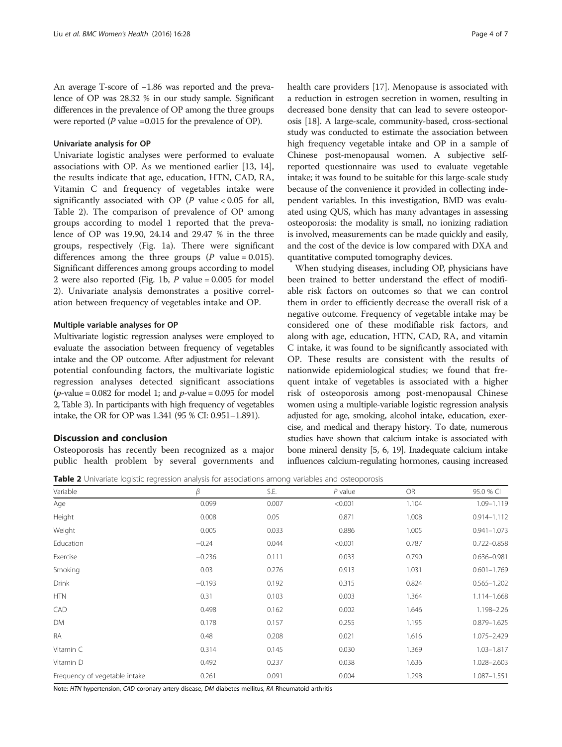An average T-score of −1.86 was reported and the prevalence of OP was 28.32 % in our study sample. Significant differences in the prevalence of OP among the three groups were reported (*P* value =0.015 for the prevalence of OP).

### Univariate analysis for OP

Univariate logistic analyses were performed to evaluate associations with OP. As we mentioned earlier [13, 14], the results indicate that age, education, HTN, CAD, RA, Vitamin C and frequency of vegetables intake were significantly associated with OP (*P* value < 0.05 for all, Table 2). The comparison of prevalence of OP among groups according to model 1 reported that the prevalence of OP was 19.90, 24.14 and 29.47 % in the three groups, respectively (Fig. 1a). There were significant differences among the three groups (*P* value = 0.015). Significant differences among groups according to model 2 were also reported (Fig. 1b, *P* value = 0.005 for model 2). Univariate analysis demonstrates a positive correlation between frequency of vegetables intake and OP.

### Multiple variable analyses for OP

Multivariate logistic regression analyses were employed to evaluate the association between frequency of vegetables intake and the OP outcome. After adjustment for relevant potential confounding factors, the multivariate logistic regression analyses detected significant associations (*p*-value = 0.082 for model 1; and *p*-value = 0.095 for model 2, Table 3). In participants with high frequency of vegetables intake, the OR for OP was 1.341 (95 % CI: 0.951–1.891).

## Discussion and conclusion

Osteoporosis has recently been recognized as a major public health problem by several governments and health care providers [17]. Menopause is associated with a reduction in estrogen secretion in women, resulting in decreased bone density that can lead to severe osteoporosis [18]. A large-scale, community-based, cross-sectional study was conducted to estimate the association between high frequency vegetable intake and OP in a sample of Chinese post-menopausal women. A subjective self-reported questionnaire was used to evaluate vegetable intake; it was found to be suitable for this large-scale study because of the convenience it provided in collecting independent variables. In this investigation, BMD was evaluated using QUS, which has many advantages in assessing osteoporosis: the modality is small, no ionizing radiation is involved, measurements can be made quickly and easily, and the cost of the device is low compared with DXA and quantitative computed tomography devices.

When studying diseases, including OP, physicians have been trained to better understand the effect of modifiable risk factors on outcomes so that we can control them in order to efficiently decrease the overall risk of a negative outcome. Frequency of vegetable intake may be considered one of these modifiable risk factors, and along with age, education, HTN, CAD, RA, and vitamin C intake, it was found to be significantly associated with OP. These results are consistent with the results of nationwide epidemiological studies; we found that frequent intake of vegetables is associated with a higher risk of osteoporosis among post-menopausal Chinese women using a multiple-variable logistic regression analysis adjusted for age, smoking, alcohol intake, education, exercise, and medical and therapy history. To date, numerous studies have shown that calcium intake is associated with bone mineral density [5, 6, 19]. Inadequate calcium intake influences calcium-regulating hormones, causing increased

**Table 2** Univariate logistic regression analysis for associations among variables and osteoporosis

| Variable | β | S.E. | *P* value | OR | 95.0 % CI |
|---|---|---|---|---|---|
| Age | 0.099 | 0.007 | <0.001 | 1.104 | 1.09–1.119 |
| Height | 0.008 | 0.05 | 0.871 | 1.008 | 0.914–1.112 |
| Weight | 0.005 | 0.033 | 0.886 | 1.005 | 0.941–1.073 |
| Education | −0.24 | 0.044 | <0.001 | 0.787 | 0.722–0.858 |
| Exercise | −0.236 | 0.111 | 0.033 | 0.790 | 0.636–0.981 |
| Smoking | 0.03 | 0.276 | 0.913 | 1.031 | 0.601–1.769 |
| Drink | −0.193 | 0.192 | 0.315 | 0.824 | 0.565–1.202 |
| HTN | 0.31 | 0.103 | 0.003 | 1.364 | 1.114–1.668 |
| CAD | 0.498 | 0.162 | 0.002 | 1.646 | 1.198–2.26 |
| DM | 0.178 | 0.157 | 0.255 | 1.195 | 0.879–1.625 |
| RA | 0.48 | 0.208 | 0.021 | 1.616 | 1.075–2.429 |
| Vitamin C | 0.314 | 0.145 | 0.030 | 1.369 | 1.03–1.817 |
| Vitamin D | 0.492 | 0.237 | 0.038 | 1.636 | 1.028–2.603 |
| Frequency of vegetable intake | 0.261 | 0.091 | 0.004 | 1.298 | 1.087–1.551 |

Note: *HTN* hypertension, *CAD* coronary artery disease, *DM* diabetes mellitus, *RA* Rheumatoid arthritis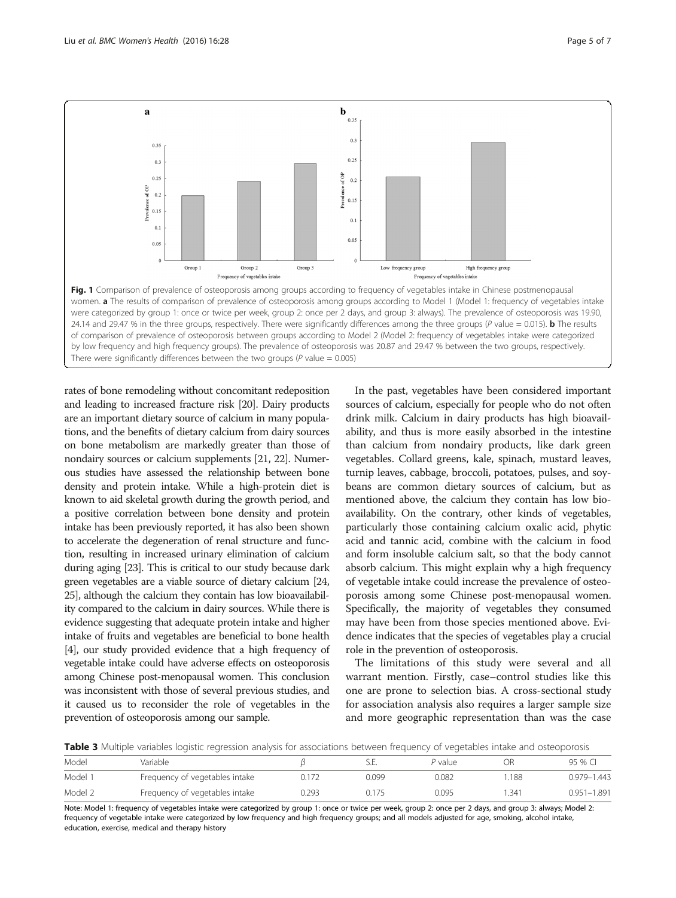**Fig. 1** Comparison of prevalence of osteoporosis among groups according to frequency of vegetables intake in Chinese postmenopausal women. **a** The results of comparison of prevalence of osteoporosis among groups according to Model 1 (Model 1: frequency of vegetables intake were categorized by group 1: once or twice per week, group 2: once per 2 days, and group 3: always). The prevalence of osteoporosis was 19.90, 24.14 and 29.47 % in the three groups, respectively. There were significantly differences among the three groups (*P* value = 0.015). **b** The results of comparison of prevalence of osteoporosis between groups according to Model 2 (Model 2: frequency of vegetables intake were categorized by low frequency and high frequency groups). The prevalence of osteoporosis was 20.87 and 29.47 % between the two groups, respectively. There were significantly differences between the two groups (*P* value = 0.005)

rates of bone remodeling without concomitant redeposition and leading to increased fracture risk [20]. Dairy products are an important dietary source of calcium in many populations, and the benefits of dietary calcium from dairy sources on bone metabolism are markedly greater than those of nondairy sources or calcium supplements [21, 22]. Numerous studies have assessed the relationship between bone density and protein intake. While a high-protein diet is known to aid skeletal growth during the growth period, and a positive correlation between bone density and protein intake has been previously reported, it has also been shown to accelerate the degeneration of renal structure and function, resulting in increased urinary elimination of calcium during aging [23]. This is critical to our study because dark green vegetables are a viable source of dietary calcium [24, 25], although the calcium they contain has low bioavailability compared to the calcium in dairy sources. While there is evidence suggesting that adequate protein intake and higher intake of fruits and vegetables are beneficial to bone health [4], our study provided evidence that a high frequency of vegetable intake could have adverse effects on osteoporosis among Chinese post-menopausal women. This conclusion was inconsistent with those of several previous studies, and it caused us to reconsider the role of vegetables in the prevention of osteoporosis among our sample.

In the past, vegetables have been considered important sources of calcium, especially for people who do not often drink milk. Calcium in dairy products has high bioavailability, and thus is more easily absorbed in the intestine than calcium from nondairy products, like dark green vegetables. Collard greens, kale, spinach, mustard leaves, turnip leaves, cabbage, broccoli, potatoes, pulses, and soybeans are common dietary sources of calcium, but as mentioned above, the calcium they contain has low bioavailability. On the contrary, other kinds of vegetables, particularly those containing calcium oxalic acid, phytic acid and tannic acid, combine with the calcium in food and form insoluble calcium salt, so that the body cannot absorb calcium. This might explain why a high frequency of vegetable intake could increase the prevalence of osteoporosis among some Chinese post-menopausal women. Specifically, the majority of vegetables they consumed may have been from those species mentioned above. Evidence indicates that the species of vegetables play a crucial role in the prevention of osteoporosis.

The limitations of this study were several and all warrant mention. Firstly, case–control studies like this one are prone to selection bias. A cross-sectional study for association analysis also requires a larger sample size and more geographic representation than was the case

**Table 3** Multiple variables logistic regression analysis for associations between frequency of vegetables intake and osteoporosis

| Model | Variable | $\beta$ | S.E. | *P* value | OR | 95 % CI |
|---|---|---|---|---|---|---|
| Model 1 | Frequency of vegetables intake | 0.172 | 0.099 | 0.082 | 1.188 | 0.979–1.443 |
| Model 2 | Frequency of vegetables intake | 0.293 | 0.175 | 0.095 | 1.341 | 0.951–1.891 |

Note: Model 1: frequency of vegetables intake were categorized by group 1: once or twice per week, group 2: once per 2 days, and group 3: always; Model 2: frequency of vegetable intake were categorized by low frequency and high frequency groups; and all models adjusted for age, smoking, alcohol intake, education, exercise, medical and therapy history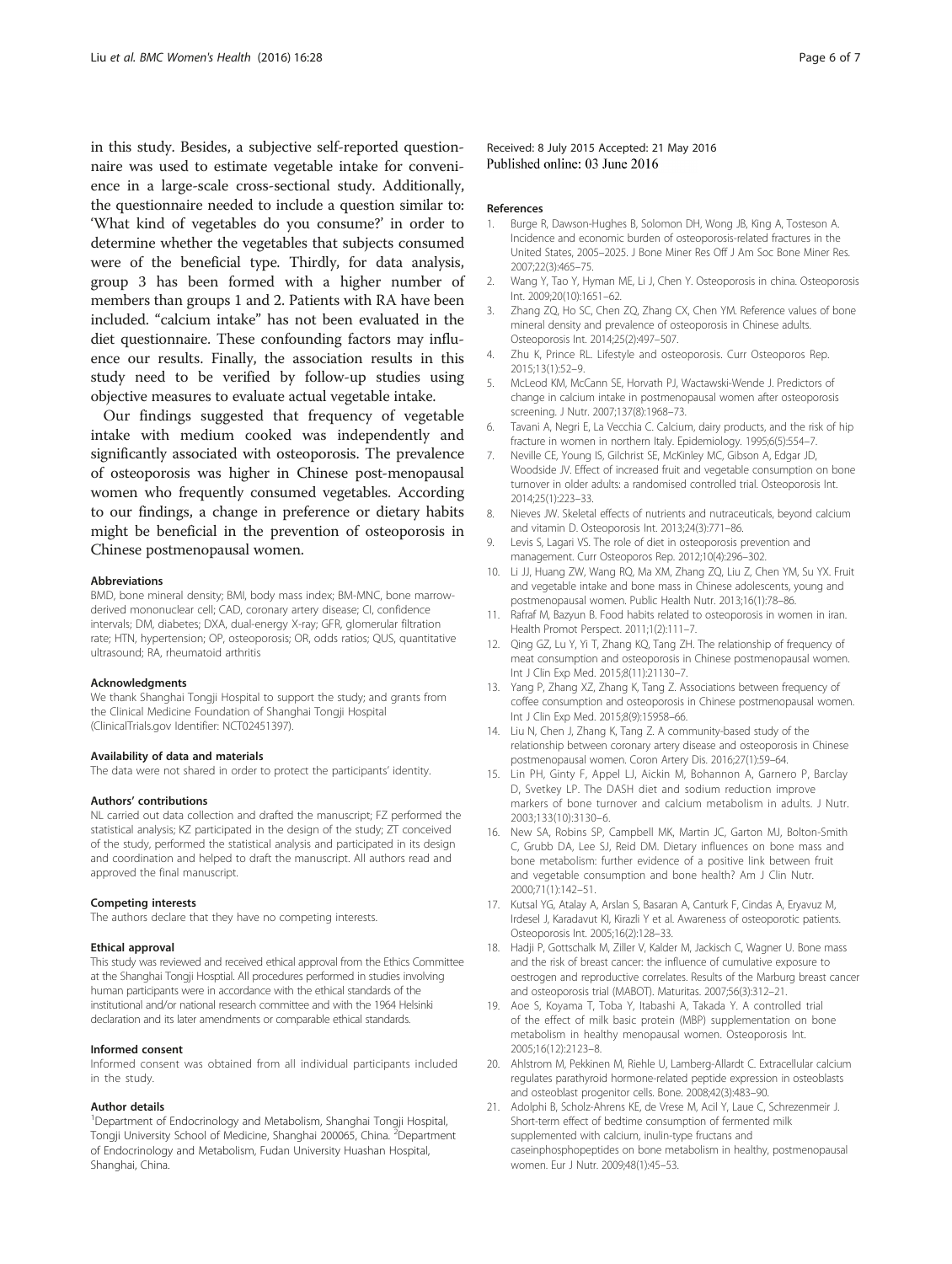in this study. Besides, a subjective self-reported questionnaire was used to estimate vegetable intake for convenience in a large-scale cross-sectional study. Additionally, the questionnaire needed to include a question similar to: 'What kind of vegetables do you consume?' in order to determine whether the vegetables that subjects consumed were of the beneficial type. Thirdly, for data analysis, group 3 has been formed with a higher number of members than groups 1 and 2. Patients with RA have been included. "calcium intake" has not been evaluated in the diet questionnaire. These confounding factors may influence our results. Finally, the association results in this study need to be verified by follow-up studies using objective measures to evaluate actual vegetable intake.

Our findings suggested that frequency of vegetable intake with medium cooked was independently and significantly associated with osteoporosis. The prevalence of osteoporosis was higher in Chinese post-menopausal women who frequently consumed vegetables. According to our findings, a change in preference or dietary habits might be beneficial in the prevention of osteoporosis in Chinese postmenopausal women.

#### Abbreviations

BMD, bone mineral density; BMI, body mass index; BM-MNC, bone marrow-derived mononuclear cell; CAD, coronary artery disease; CI, confidence intervals; DM, diabetes; DXA, dual-energy X-ray; GFR, glomerular filtration rate; HTN, hypertension; OP, osteoporosis; OR, odds ratios; QUS, quantitative ultrasound; RA, rheumatoid arthritis

#### Acknowledgments

We thank Shanghai Tongji Hospital to support the study; and grants from the Clinical Medicine Foundation of Shanghai Tongji Hospital (ClinicalTrials.gov Identifier: NCT02451397).

#### Availability of data and materials

The data were not shared in order to protect the participants' identity.

#### Authors' contributions

NL carried out data collection and drafted the manuscript; FZ performed the statistical analysis; KZ participated in the design of the study; ZT conceived of the study, performed the statistical analysis and participated in its design and coordination and helped to draft the manuscript. All authors read and approved the final manuscript.

#### Competing interests

The authors declare that they have no competing interests.

#### Ethical approval

This study was reviewed and received ethical approval from the Ethics Committee at the Shanghai Tongji Hosptial. All procedures performed in studies involving human participants were in accordance with the ethical standards of the institutional and/or national research committee and with the 1964 Helsinki declaration and its later amendments or comparable ethical standards.

#### Informed consent

Informed consent was obtained from all individual participants included in the study.

#### Author details

[1]Department of Endocrinology and Metabolism, Shanghai Tongji Hospital, Tongji University School of Medicine, Shanghai 200065, China. [2]Department of Endocrinology and Metabolism, Fudan University Huashan Hospital, Shanghai, China.

Received: 8 July 2015 Accepted: 21 May 2016
Published online: 03 June 2016

#### References

1. Burge R, Dawson-Hughes B, Solomon DH, Wong JB, King A, Tosteson A. Incidence and economic burden of osteoporosis-related fractures in the United States, 2005–2025. J Bone Miner Res Off J Am Soc Bone Miner Res. 2007;22(3):465–75.
2. Wang Y, Tao Y, Hyman ME, Li J, Chen Y. Osteoporosis in china. Osteoporosis Int. 2009;20(10):1651–62.
3. Zhang ZQ, Ho SC, Chen ZQ, Zhang CX, Chen YM. Reference values of bone mineral density and prevalence of osteoporosis in Chinese adults. Osteoporosis Int. 2014;25(2):497–507.
4. Zhu K, Prince RL. Lifestyle and osteoporosis. Curr Osteoporos Rep. 2015;13(1):52–9.
5. McLeod KM, McCann SE, Horvath PJ, Wactawski-Wende J. Predictors of change in calcium intake in postmenopausal women after osteoporosis screening. J Nutr. 2007;137(8):1968–73.
6. Tavani A, Negri E, La Vecchia C. Calcium, dairy products, and the risk of hip fracture in women in northern Italy. Epidemiology. 1995;6(5):554–7.
7. Neville CE, Young IS, Gilchrist SE, McKinley MC, Gibson A, Edgar JD, Woodside JV. Effect of increased fruit and vegetable consumption on bone turnover in older adults: a randomised controlled trial. Osteoporosis Int. 2014;25(1):223–33.
8. Nieves JW. Skeletal effects of nutrients and nutraceuticals, beyond calcium and vitamin D. Osteoporosis Int. 2013;24(3):771–86.
9. Levis S, Lagari VS. The role of diet in osteoporosis prevention and management. Curr Osteoporos Rep. 2012;10(4):296–302.
10. Li JJ, Huang ZW, Wang RQ, Ma XM, Zhang ZQ, Liu Z, Chen YM, Su YX. Fruit and vegetable intake and bone mass in Chinese adolescents, young and postmenopausal women. Public Health Nutr. 2013;16(1):78–86.
11. Rafraf M, Bazyun B. Food habits related to osteoporosis in women in iran. Health Promot Perspect. 2011;1(2):111–7.
12. Qing GZ, Lu Y, Yi T, Zhang KQ, Tang ZH. The relationship of frequency of meat consumption and osteoporosis in Chinese postmenopausal women. Int J Clin Exp Med. 2015;8(11):21130–7.
13. Yang P, Zhang XZ, Zhang K, Tang Z. Associations between frequency of coffee consumption and osteoporosis in Chinese postmenopausal women. Int J Clin Exp Med. 2015;8(9):15958–66.
14. Liu N, Chen J, Zhang K, Tang Z. A community-based study of the relationship between coronary artery disease and osteoporosis in Chinese postmenopausal women. Coron Artery Dis. 2016;27(1):59–64.
15. Lin PH, Ginty F, Appel LJ, Aickin M, Bohannon A, Garnero P, Barclay D, Svetkey LP. The DASH diet and sodium reduction improve markers of bone turnover and calcium metabolism in adults. J Nutr. 2003;133(10):3130–6.
16. New SA, Robins SP, Campbell MK, Martin JC, Garton MJ, Bolton-Smith C, Grubb DA, Lee SJ, Reid DM. Dietary influences on bone mass and bone metabolism: further evidence of a positive link between fruit and vegetable consumption and bone health? Am J Clin Nutr. 2000;71(1):142–51.
17. Kutsal YG, Atalay A, Arslan S, Basaran A, Canturk F, Cindas A, Eryavuz M, Irdesel J, Karadavut KI, Kirazli Y et al. Awareness of osteoporotic patients. Osteoporosis Int. 2005;16(2):128–33.
18. Hadji P, Gottschalk M, Ziller V, Kalder M, Jackisch C, Wagner U. Bone mass and the risk of breast cancer: the influence of cumulative exposure to oestrogen and reproductive correlates. Results of the Marburg breast cancer and osteoporosis trial (MABOT). Maturitas. 2007;56(3):312–21.
19. Aoe S, Koyama T, Toba Y, Itabashi A, Takada Y. A controlled trial of the effect of milk basic protein (MBP) supplementation on bone metabolism in healthy menopausal women. Osteoporosis Int. 2005;16(12):2123–8.
20. Ahlstrom M, Pekkinen M, Riehle U, Lamberg-Allardt C. Extracellular calcium regulates parathyroid hormone-related peptide expression in osteoblasts and osteoblast progenitor cells. Bone. 2008;42(3):483–90.
21. Adolphi B, Scholz-Ahrens KE, de Vrese M, Acil Y, Laue C, Schrezenmeir J. Short-term effect of bedtime consumption of fermented milk supplemented with calcium, inulin-type fructans and caseinphosphopeptides on bone metabolism in healthy, postmenopausal women. Eur J Nutr. 2009;48(1):45–53.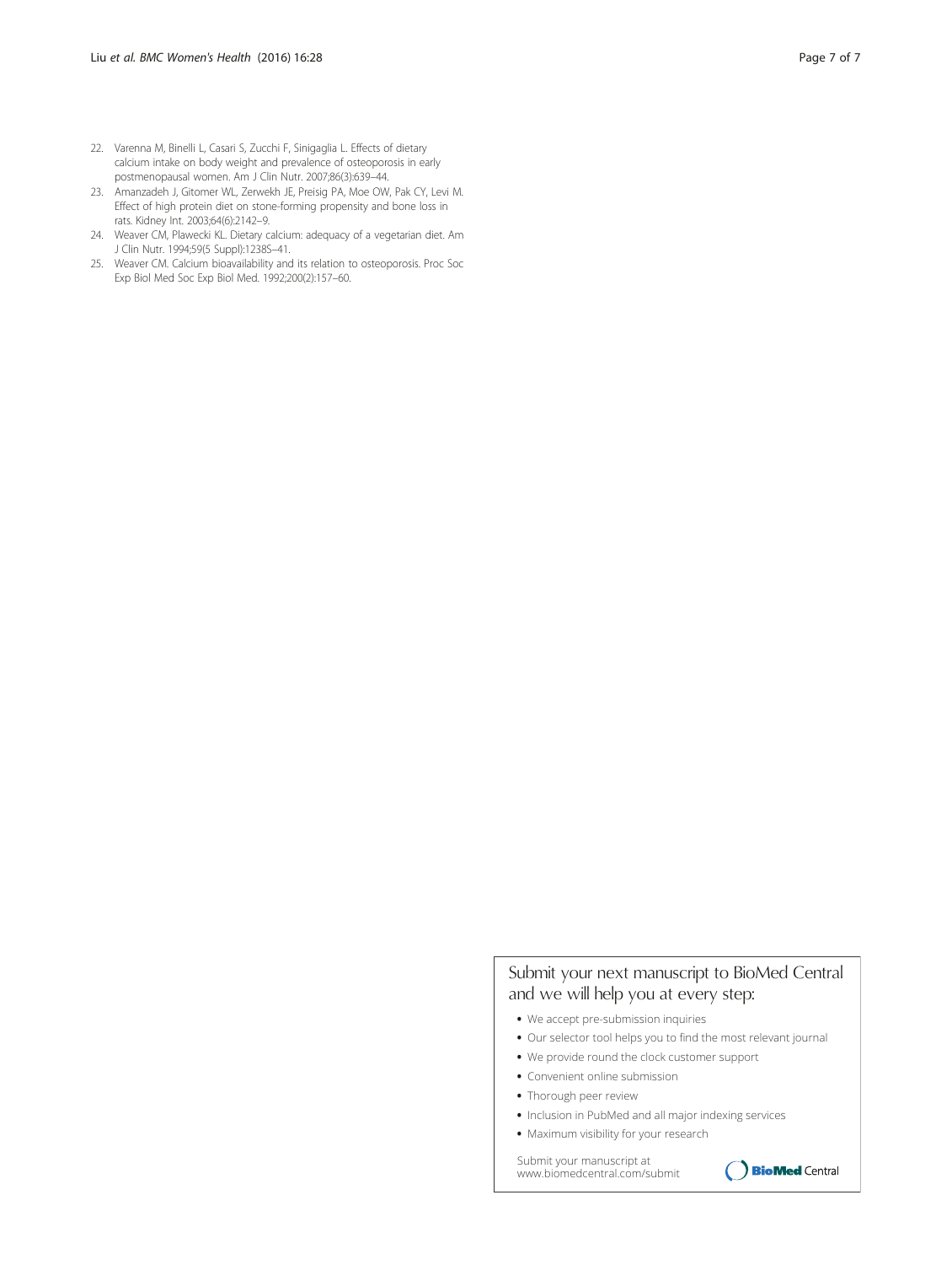22. Varenna M, Binelli L, Casari S, Zucchi F, Sinigaglia L. Effects of dietary calcium intake on body weight and prevalence of osteoporosis in early postmenopausal women. Am J Clin Nutr. 2007;86(3):639–44.
23. Amanzadeh J, Gitomer WL, Zerwekh JE, Preisig PA, Moe OW, Pak CY, Levi M. Effect of high protein diet on stone-forming propensity and bone loss in rats. Kidney Int. 2003;64(6):2142–9.
24. Weaver CM, Plawecki KL. Dietary calcium: adequacy of a vegetarian diet. Am J Clin Nutr. 1994;59(5 Suppl):1238S–41.
25. Weaver CM. Calcium bioavailability and its relation to osteoporosis. Proc Soc Exp Biol Med Soc Exp Biol Med. 1992;200(2):157–60.

Submit your next manuscript to BioMed Central and we will help you at every step:

- We accept pre-submission inquiries
- Our selector tool helps you to find the most relevant journal
- We provide round the clock customer support
- Convenient online submission
- Thorough peer review
- Inclusion in PubMed and all major indexing services
- Maximum visibility for your research

Submit your manuscript at
www.biomedcentral.com/submit

BioMed Central